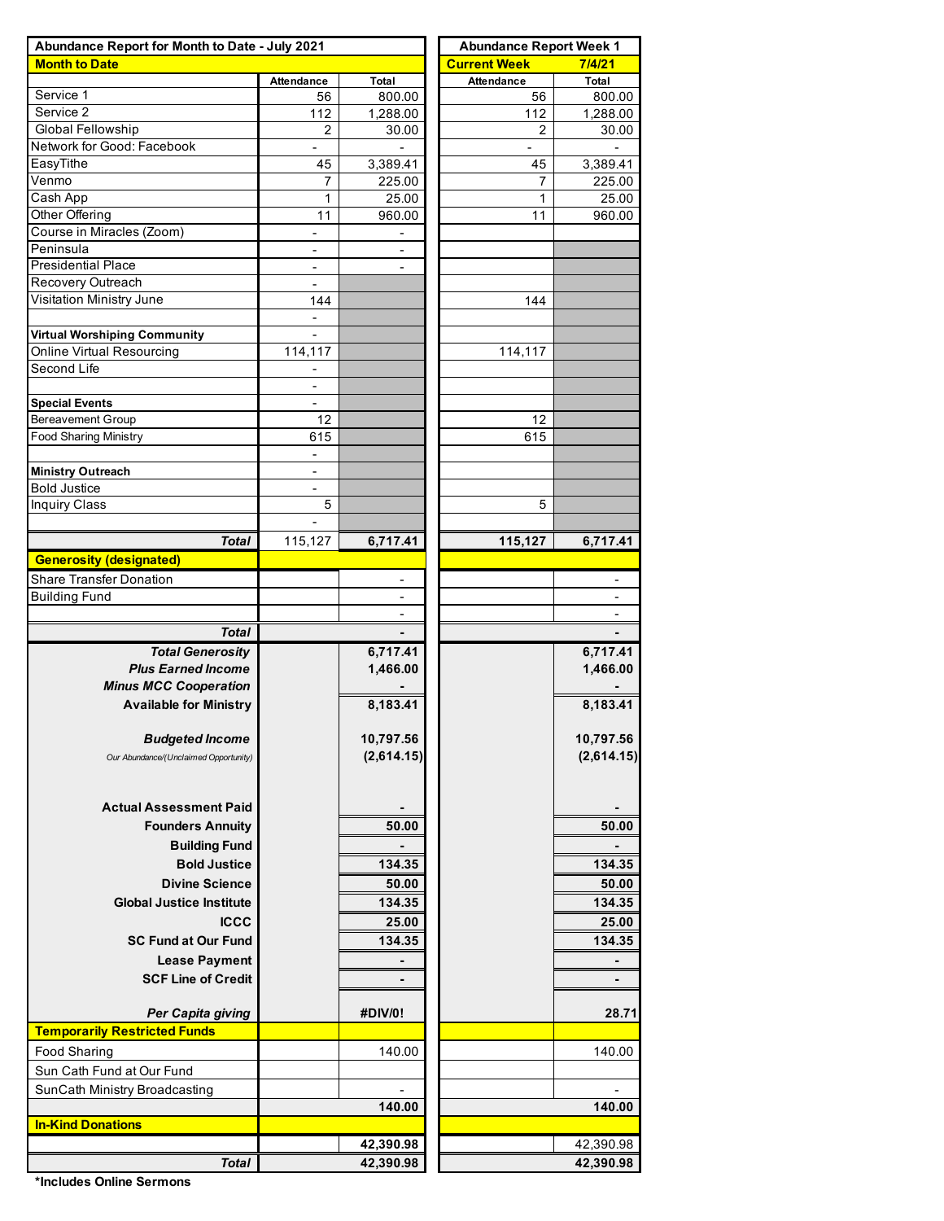| Abundance Report for Month to Date - July 2021 | | | Abundance Report Week 1 | |
|---|---|---|---|---|
| **Month to Date** | | | **Current Week** | **7/4/21** |
| | Attendance | Total | Attendance | Total |
| Service 1 | 56 | 800.00 | 56 | 800.00 |
| Service 2 | 112 | 1,288.00 | 112 | 1,288.00 |
| Global Fellowship | 2 | 30.00 | 2 | 30.00 |
| Network for Good: Facebook | - | - | - | - |
| EasyTithe | 45 | 3,389.41 | 45 | 3,389.41 |
| Venmo | 7 | 225.00 | 7 | 225.00 |
| Cash App | 1 | 25.00 | 1 | 25.00 |
| Other Offering | 11 | 960.00 | 11 | 960.00 |
| Course in Miracles (Zoom) | - | - | | |
| Peninsula | - | - | | |
| Presidential Place | - | - | | |
| Recovery Outreach | - | | | |
| Visitation Ministry June | 144 | | 144 | |
| | - | | | |
| **Virtual Worshiping Community** | - | | | |
| Online Virtual Resourcing | 114,117 | | 114,117 | |
| Second Life | - | | | |
| | - | | | |
| **Special Events** | - | | | |
| Bereavement Group | 12 | | 12 | |
| Food Sharing Ministry | 615 | | 615 | |
| | - | | | |
| **Ministry Outreach** | - | | | |
| Bold Justice | - | | | |
| Inquiry Class | 5 | | 5 | |
| | - | | | |
| ***Total*** | 115,127 | **6,717.41** | **115,127** | **6,717.41** |
| **Generosity (designated)** | | | | |
| Share Transfer Donation | | - | | - |
| Building Fund | | - | | - |
| | | - | | - |
| ***Total*** | | **-** | | **-** |
| ***Total Generosity*** | | **6,717.41** | | **6,717.41** |
| ***Plus Earned Income*** | | **1,466.00** | | **1,466.00** |
| ***Minus MCC Cooperation*** | | **-** | | **-** |
| **Available for Ministry** | | **8,183.41** | | **8,183.41** |
| ***Budgeted Income*** | | **10,797.56** | | **10,797.56** |
| *Our Abundance/(Unclaimed Opportunity)* | | **(2,614.15)** | | **(2,614.15)** |
| **Actual Assessment Paid** | | **-** | | **-** |
| **Founders Annuity** | | **50.00** | | **50.00** |
| **Building Fund** | | **-** | | **-** |
| **Bold Justice** | | **134.35** | | **134.35** |
| **Divine Science** | | **50.00** | | **50.00** |
| **Global Justice Institute** | | **134.35** | | **134.35** |
| **ICCC** | | **25.00** | | **25.00** |
| **SC Fund at Our Fund** | | **134.35** | | **134.35** |
| **Lease Payment** | | **-** | | **-** |
| **SCF Line of Credit** | | **-** | | **-** |
| ***Per Capita giving*** | | **#DIV/0!** | | **28.71** |
| **Temporarily Restricted Funds** | | | | |
| Food Sharing | | 140.00 | | 140.00 |
| Sun Cath Fund at Our Fund | | | | |
| SunCath Ministry Broadcasting | | - | | - |
| | | **140.00** | | **140.00** |
| **In-Kind Donations** | | | | |
| | | **42,390.98** | | 42,390.98 |
| ***Total*** | | **42,390.98** | | **42,390.98** |

**\*Includes Online Sermons**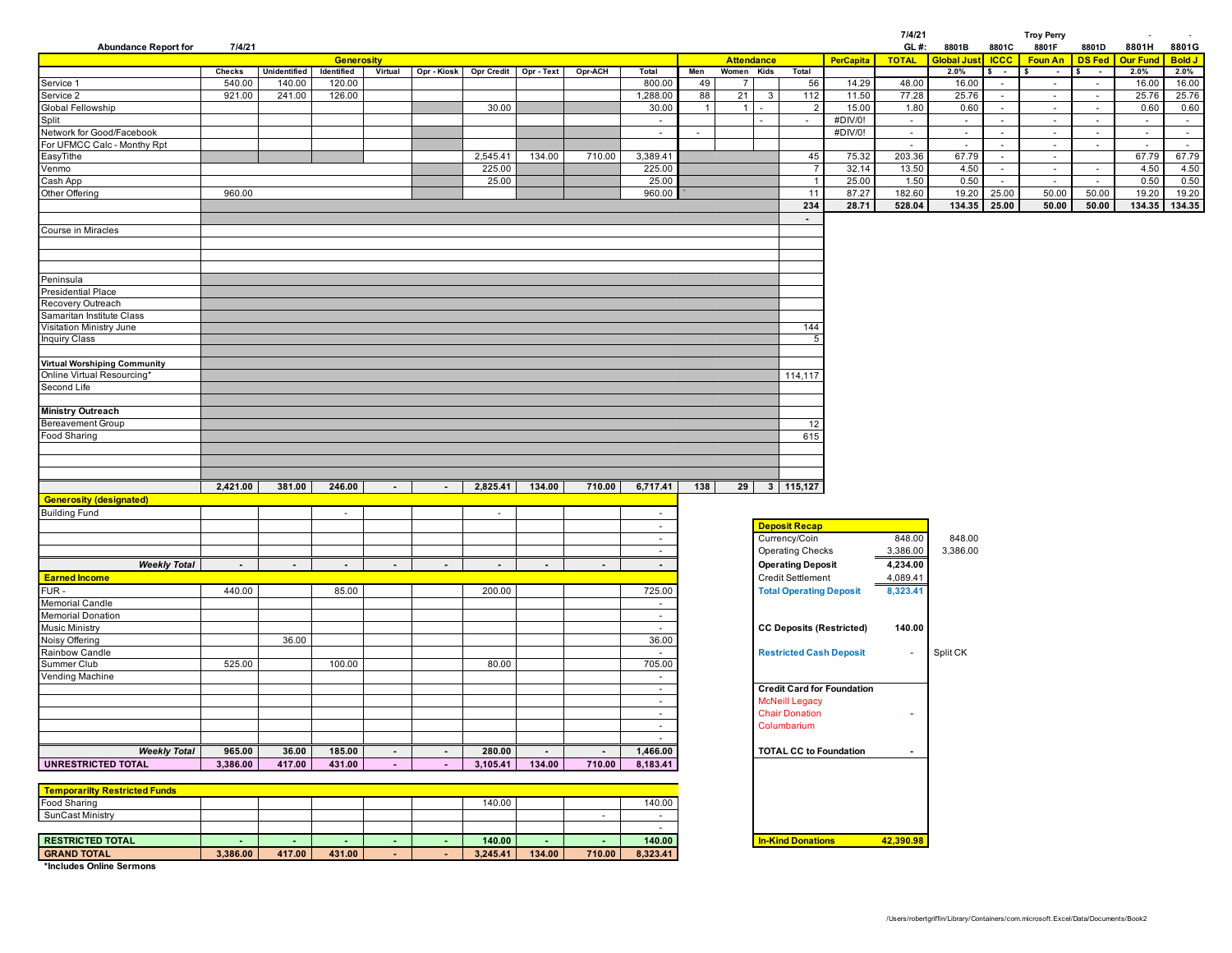**Abundance Report for** 7/4/21

| | Checks | Unidentified | Identified | Virtual | Opr - Kiosk | Opr Credit | Opr - Text | Opr-ACH | Total | Men | Women | Kids | Total | PerCapita | TOTAL | Global Just | ICCC | Foun An | DS Fed | Our Fund | Bold J |
|---|---|---|---|---|---|---|---|---|---|---|---|---|---|---|---|---|---|---|---|---|---|
| | **Generosity** | | | | | | | | | **Attendance** | | | | | 7/4/21 | | | Troy Perry | | - | - |
| | | | | | | | | | | | | | | | GL #: | 8801B | 8801C | 8801F | 8801D | 8801H | 8801G |
| | | | | | | | | | | | | | | | | 2.0% | $ - | $ - | $ - | 2.0% | 2.0% |
| Service 1 | 540.00 | 140.00 | 120.00 | | | | | | 800.00 | 49 | 7 | | 56 | 14.29 | 48.00 | 16.00 | - | - | - | 16.00 | 16.00 |
| Service 2 | 921.00 | 241.00 | 126.00 | | | | | | 1,288.00 | 88 | 21 | 3 | 112 | 11.50 | 77.28 | 25.76 | - | - | - | 25.76 | 25.76 |
| Global Fellowship | | | | | | 30.00 | | | 30.00 | 1 | 1 | - | 2 | 15.00 | 1.80 | 0.60 | - | - | - | 0.60 | 0.60 |
| Split | | | | | | | | | - | | | - | - | #DIV/0! | - | - | - | - | - | - | - |
| Network for Good/Facebook | | | | | | | | | - | - | | | | #DIV/0! | - | - | - | - | - | - | - |
| For UFMCC Calc - Monthy Rpt | | | | | | | | | | | | | | | - | - | - | - | - | - | - |
| EasyTithe | | | | | | 2,545.41 | 134.00 | 710.00 | 3,389.41 | | | | 45 | 75.32 | 203.36 | 67.79 | - | - | | 67.79 | 67.79 |
| Venmo | | | | | | 225.00 | | | 225.00 | | | | 7 | 32.14 | 13.50 | 4.50 | - | - | - | 4.50 | 4.50 |
| Cash App | | | | | | 25.00 | | | 25.00 | | | | 1 | 25.00 | 1.50 | 0.50 | - | - | - | 0.50 | 0.50 |
| Other Offering | 960.00 | | | | | | | | 960.00 | | | | 11 | 87.27 | 182.60 | 19.20 | 25.00 | 50.00 | 50.00 | 19.20 | 19.20 |
| | | | | | | | | | | | | | 234 | 28.71 | 528.04 | 134.35 | 25.00 | 50.00 | 50.00 | 134.35 | 134.35 |
| | | | | | | | | | | | | | - | | | | | | | | |
| Course in Miracles | | | | | | | | | | | | | | | | | | | | | |
| Peninsula | | | | | | | | | | | | | | | | | | | | | |
| Presidential Place | | | | | | | | | | | | | | | | | | | | | |
| Recovery Outreach | | | | | | | | | | | | | | | | | | | | | |
| Samaritan Institute Class | | | | | | | | | | | | | | | | | | | | | |
| Visitation Ministry June | | | | | | | | | | | | | 144 | | | | | | | | |
| Inquiry Class | | | | | | | | | | | | | 5 | | | | | | | | |
| **Virtual Worshiping Community** | | | | | | | | | | | | | | | | | | | | | |
| Online Virtual Resourcing* | | | | | | | | | | | | | 114,117 | | | | | | | | |
| Second Life | | | | | | | | | | | | | | | | | | | | | |
| **Ministry Outreach** | | | | | | | | | | | | | | | | | | | | | |
| Bereavement Group | | | | | | | | | | | | | 12 | | | | | | | | |
| Food Sharing | | | | | | | | | | | | | 615 | | | | | | | | |
| | 2,421.00 | 381.00 | 246.00 | - | - | 2,825.41 | 134.00 | 710.00 | 6,717.41 | 138 | 29 | 3 | 115,127 | | | | | | | | |

| | Checks | Unidentified | Identified | Virtual | Opr - Kiosk | Opr Credit | Opr - Text | Opr-ACH | Total |
|---|---|---|---|---|---|---|---|---|---|
| **Generosity (designated)** | | | | | | | | | |
| Building Fund | | | - | | | - | | | - |
| | | | | | | | | | - |
| | | | | | | | | | - |
| *Weekly Total* | - | - | - | - | - | - | - | - | - |
| **Earned Income** | | | | | | | | | |
| FUR - | 440.00 | | 85.00 | | | 200.00 | | | 725.00 |
| Memorial Candle | | | | | | | | | - |
| Memorial Donation | | | | | | | | | - |
| Music Ministry | | | | | | | | | - |
| Noisy Offering | | 36.00 | | | | | | | 36.00 |
| Rainbow Candle | | | | | | | | | - |
| Summer Club | 525.00 | | 100.00 | | | 80.00 | | | 705.00 |
| Vending Machine | | | | | | | | | - |
| | | | | | | | | | - |
| | | | | | | | | | - |
| | | | | | | | | | - |
| | | | | | | | | | - |
| *Weekly Total* | 965.00 | 36.00 | 185.00 | - | - | 280.00 | - | - | 1,466.00 |
| **UNRESTRICTED TOTAL** | 3,386.00 | 417.00 | 431.00 | - | - | 3,105.41 | 134.00 | 710.00 | 8,183.41 |
| **Temporarilty Restricted Funds** | | | | | | | | | |
| Food Sharing | | | | | | 140.00 | | | 140.00 |
| SunCast Ministry | | | | | | | | - | - |
| | | | | | | | | | - |
| **RESTRICTED TOTAL** | - | - | - | - | - | 140.00 | - | - | 140.00 |
| **GRAND TOTAL** | 3,386.00 | 417.00 | 431.00 | - | - | 3,245.41 | 134.00 | 710.00 | 8,323.41 |

***Includes Online Sermons**

| **Deposit Recap** | | |
|---|---|---|
| Currency/Coin | 848.00 | 848.00 |
| Operating Checks | 3,386.00 | 3,386.00 |
| **Operating Deposit** | **4,234.00** | |
| Credit Settlement | 4,089.41 | |
| **Total Operating Deposit** | **8,323.41** | |
| **CC Deposits (Restricted)** | **140.00** | |
| **Restricted Cash Deposit** | - | Split CK |
| **Credit Card for Foundation** | | |
| McNeill Legacy | | |
| Chair Donation | - | |
| Columbarium | | |
| **TOTAL CC to Foundation** | - | |
| **In-Kind Donations** | **42,390.98** | |